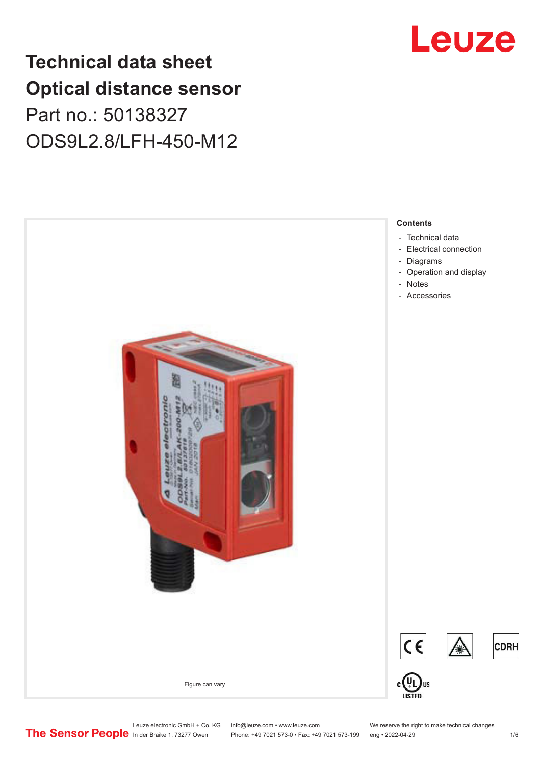# Technical data sheet
# Optical distance sensor

Part no.: 50138327

ODS9L2.8/LFH-450-M12

Figure can vary

**Contents**

- Technical data
- Electrical connection
- Diagrams
- Operation and display
- Notes
- Accessories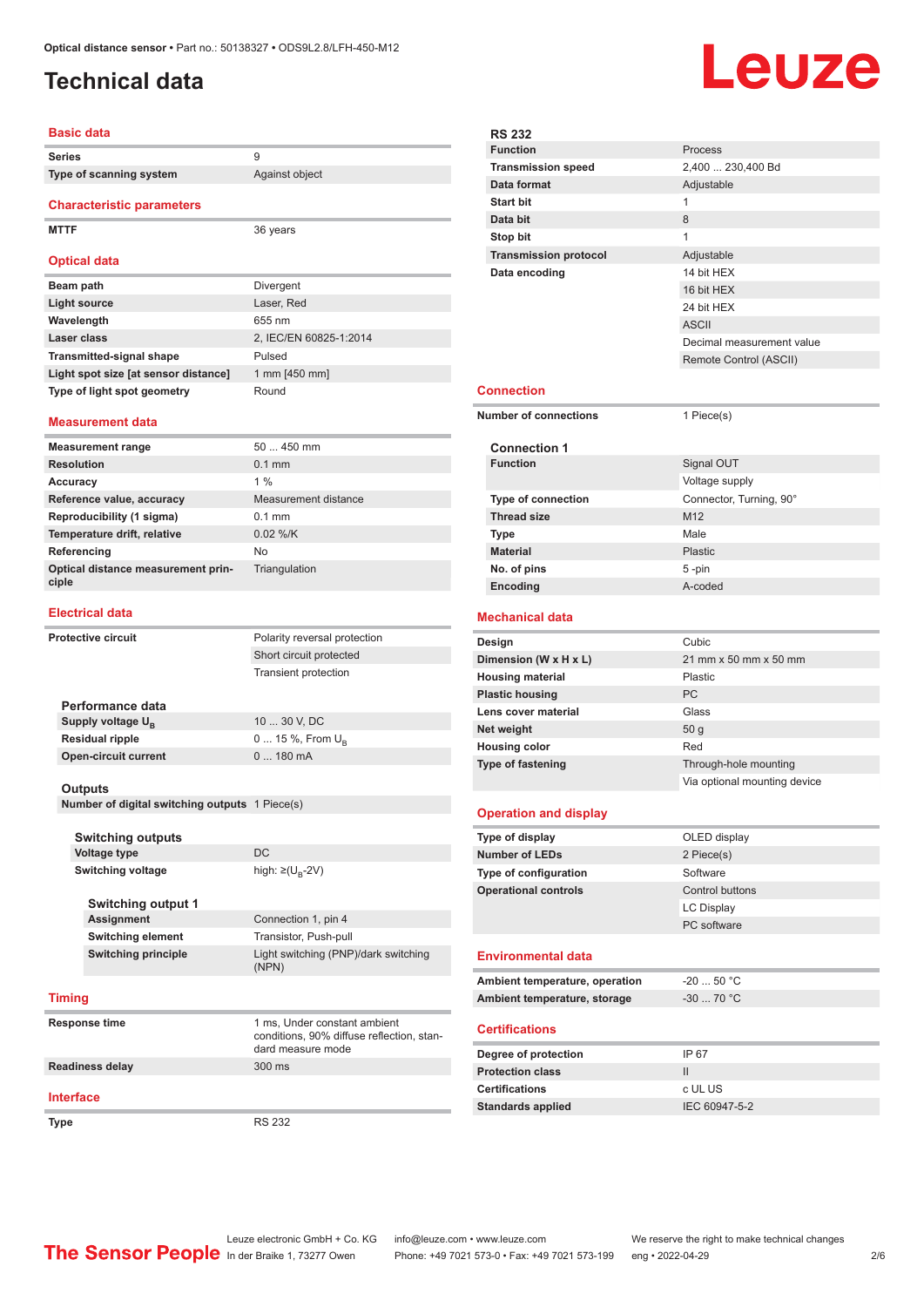Optical distance sensor • Part no.: 50138327 • ODS9L2.8/LFH-450-M12

# Technical data

## Basic data

| | |
|---|---|
| Series | 9 |
| Type of scanning system | Against object |

## Characteristic parameters

| | |
|---|---|
| MTTF | 36 years |

## Optical data

| | |
|---|---|
| Beam path | Divergent |
| Light source | Laser, Red |
| Wavelength | 655 nm |
| Laser class | 2, IEC/EN 60825-1:2014 |
| Transmitted-signal shape | Pulsed |
| Light spot size [at sensor distance] | 1 mm [450 mm] |
| Type of light spot geometry | Round |

## Measurement data

| | |
|---|---|
| Measurement range | 50 ... 450 mm |
| Resolution | 0.1 mm |
| Accuracy | 1 % |
| Reference value, accuracy | Measurement distance |
| Reproducibility (1 sigma) | 0.1 mm |
| Temperature drift, relative | 0.02 %/K |
| Referencing | No |
| Optical distance measurement principle | Triangulation |

## Electrical data

| | |
|---|---|
| Protective circuit | Polarity reversal protection |
| | Short circuit protected |
| | Transient protection |

### Performance data

| | |
|---|---|
| Supply voltage $U_B$ | 10 ... 30 V, DC |
| Residual ripple | 0 ... 15 %, From $U_B$ |
| Open-circuit current | 0 ... 180 mA |

### Outputs

| | |
|---|---|
| Number of digital switching outputs | 1 Piece(s) |

#### Switching outputs

| | |
|---|---|
| Voltage type | DC |
| Switching voltage | high: ≥($U_B$-2V) |

#### Switching output 1

| | |
|---|---|
| Assignment | Connection 1, pin 4 |
| Switching element | Transistor, Push-pull |
| Switching principle | Light switching (PNP)/dark switching (NPN) |

## Timing

| | |
|---|---|
| Response time | 1 ms, Under constant ambient conditions, 90% diffuse reflection, standard measure mode |
| Readiness delay | 300 ms |

## Interface

| | |
|---|---|
| Type | RS 232 |

### RS 232

| | |
|---|---|
| Function | Process |
| Transmission speed | 2,400 ... 230,400 Bd |
| Data format | Adjustable |
| Start bit | 1 |
| Data bit | 8 |
| Stop bit | 1 |
| Transmission protocol | Adjustable |
| Data encoding | 14 bit HEX |
| | 16 bit HEX |
| | 24 bit HEX |
| | ASCII |
| | Decimal measurement value |
| | Remote Control (ASCII) |

## Connection

| | |
|---|---|
| Number of connections | 1 Piece(s) |

### Connection 1

| | |
|---|---|
| Function | Signal OUT |
| | Voltage supply |
| Type of connection | Connector, Turning, 90° |
| Thread size | M12 |
| Type | Male |
| Material | Plastic |
| No. of pins | 5 -pin |
| Encoding | A-coded |

## Mechanical data

| | |
|---|---|
| Design | Cubic |
| Dimension (W x H x L) | 21 mm x 50 mm x 50 mm |
| Housing material | Plastic |
| Plastic housing | PC |
| Lens cover material | Glass |
| Net weight | 50 g |
| Housing color | Red |
| Type of fastening | Through-hole mounting |
| | Via optional mounting device |

## Operation and display

| | |
|---|---|
| Type of display | OLED display |
| Number of LEDs | 2 Piece(s) |
| Type of configuration | Software |
| Operational controls | Control buttons |
| | LC Display |
| | PC software |

## Environmental data

| | |
|---|---|
| Ambient temperature, operation | -20 ... 50 °C |
| Ambient temperature, storage | -30 ... 70 °C |

## Certifications

| | |
|---|---|
| Degree of protection | IP 67 |
| Protection class | II |
| Certifications | c UL US |
| Standards applied | IEC 60947-5-2 |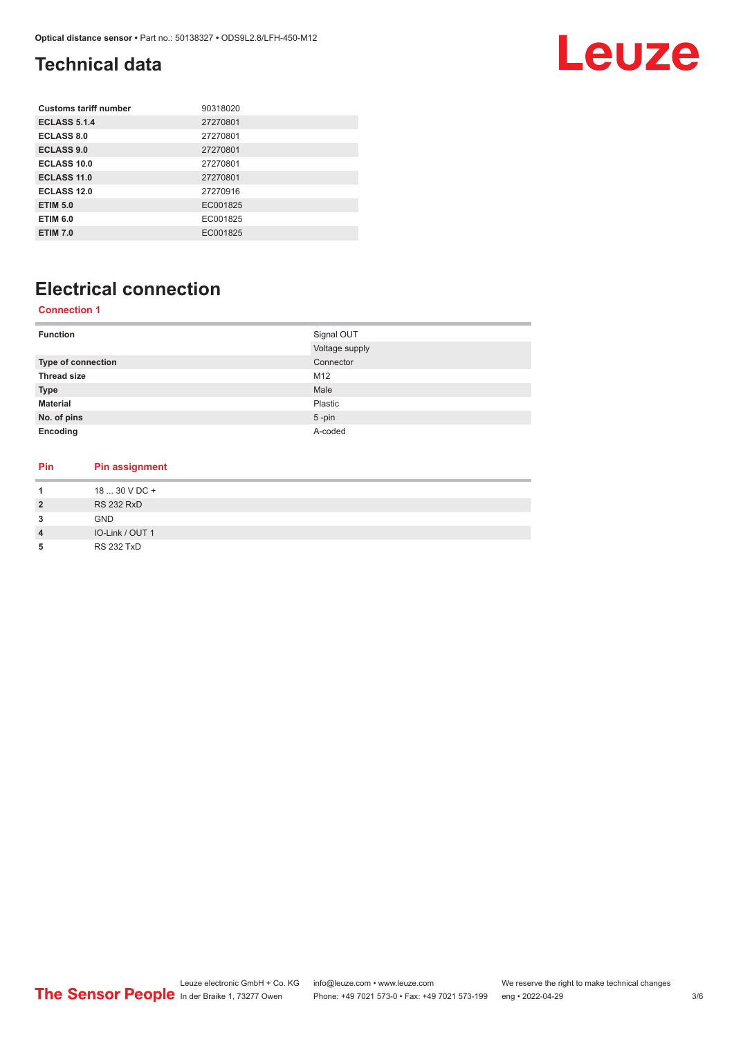# Technical data

| Customs tariff number | 90318020 |
|---|---|
| ECLASS 5.1.4 | 27270801 |
| ECLASS 8.0 | 27270801 |
| ECLASS 9.0 | 27270801 |
| ECLASS 10.0 | 27270801 |
| ECLASS 11.0 | 27270801 |
| ECLASS 12.0 | 27270916 |
| ETIM 5.0 | EC001825 |
| ETIM 6.0 | EC001825 |
| ETIM 7.0 | EC001825 |

# Electrical connection

### Connection 1

| Function | Signal OUT |
|---|---|
| | Voltage supply |
| Type of connection | Connector |
| Thread size | M12 |
| Type | Male |
| Material | Plastic |
| No. of pins | 5 -pin |
| Encoding | A-coded |

| Pin | Pin assignment |
|---|---|
| 1 | 18 ... 30 V DC + |
| 2 | RS 232 RxD |
| 3 | GND |
| 4 | IO-Link / OUT 1 |
| 5 | RS 232 TxD |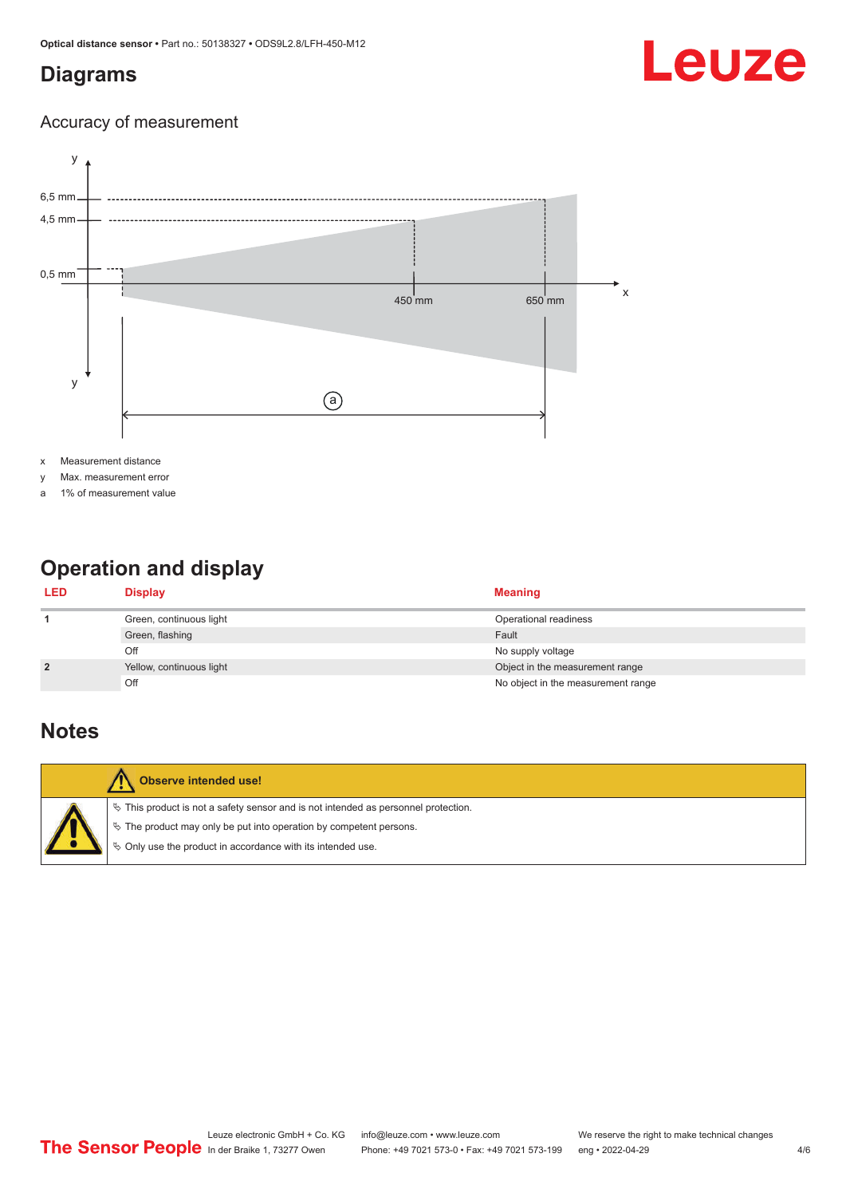## Diagrams

### Accuracy of measurement

x Measurement distance

y Max. measurement error

a 1% of measurement value

## Operation and display

| LED | Display | Meaning |
|---|---|---|
| 1 | Green, continuous light | Operational readiness |
| | Green, flashing | Fault |
| | Off | No supply voltage |
| 2 | Yellow, continuous light | Object in the measurement range |
| | Off | No object in the measurement range |

## Notes

**Observe intended use!**

- This product is not a safety sensor and is not intended as personnel protection.
- The product may only be put into operation by competent persons.
- Only use the product in accordance with its intended use.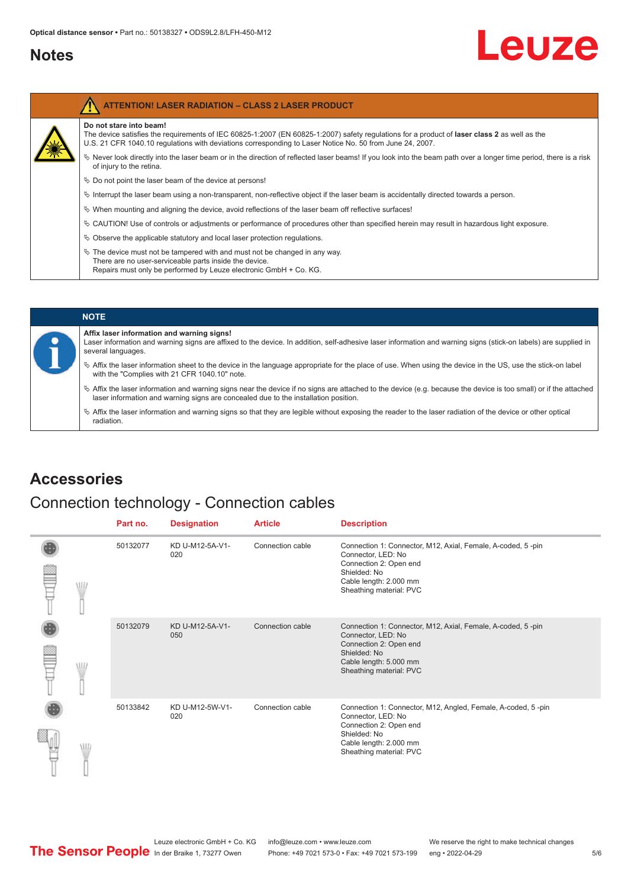## Notes

**ATTENTION! LASER RADIATION – CLASS 2 LASER PRODUCT**

**Do not stare into beam!**

The device satisfies the requirements of IEC 60825-1:2007 (EN 60825-1:2007) safety regulations for a product of **laser class 2** as well as the U.S. 21 CFR 1040.10 regulations with deviations corresponding to Laser Notice No. 50 from June 24, 2007.

- Never look directly into the laser beam or in the direction of reflected laser beams! If you look into the beam path over a longer time period, there is a risk of injury to the retina.
- Do not point the laser beam of the device at persons!
- Interrupt the laser beam using a non-transparent, non-reflective object if the laser beam is accidentally directed towards a person.
- When mounting and aligning the device, avoid reflections of the laser beam off reflective surfaces!
- CAUTION! Use of controls or adjustments or performance of procedures other than specified herein may result in hazardous light exposure.
- Observe the applicable statutory and local laser protection regulations.
- The device must not be tampered with and must not be changed in any way.
  There are no user-serviceable parts inside the device.
  Repairs must only be performed by Leuze electronic GmbH + Co. KG.

**NOTE**

**Affix laser information and warning signs!**

Laser information and warning signs are affixed to the device. In addition, self-adhesive laser information and warning signs (stick-on labels) are supplied in several languages.

- Affix the laser information sheet to the device in the language appropriate for the place of use. When using the device in the US, use the stick-on label with the "Complies with 21 CFR 1040.10" note.
- Affix the laser information and warning signs near the device if no signs are attached to the device (e.g. because the device is too small) or if the attached laser information and warning signs are concealed due to the installation position.
- Affix the laser information and warning signs so that they are legible without exposing the reader to the laser radiation of the device or other optical radiation.

## Accessories

### Connection technology - Connection cables

| Part no. | Designation | Article | Description |
|---|---|---|---|
| 50132077 | KD U-M12-5A-V1-020 | Connection cable | Connection 1: Connector, M12, Axial, Female, A-coded, 5 -pin<br>Connector, LED: No<br>Connection 2: Open end<br>Shielded: No<br>Cable length: 2.000 mm<br>Sheathing material: PVC |
| 50132079 | KD U-M12-5A-V1-050 | Connection cable | Connection 1: Connector, M12, Axial, Female, A-coded, 5 -pin<br>Connector, LED: No<br>Connection 2: Open end<br>Shielded: No<br>Cable length: 5.000 mm<br>Sheathing material: PVC |
| 50133842 | KD U-M12-5W-V1-020 | Connection cable | Connection 1: Connector, M12, Angled, Female, A-coded, 5 -pin<br>Connector, LED: No<br>Connection 2: Open end<br>Shielded: No<br>Cable length: 2.000 mm<br>Sheathing material: PVC |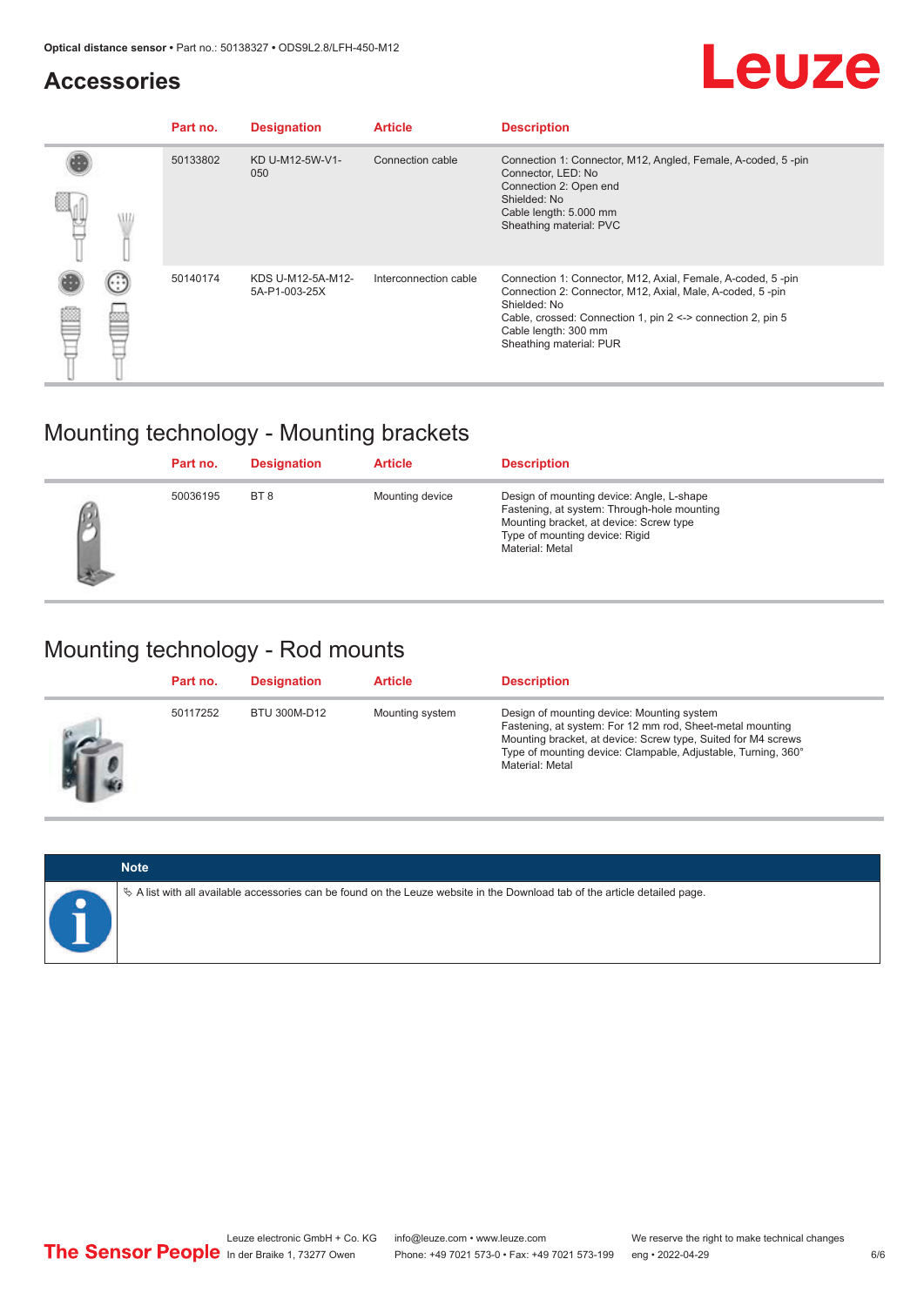## Accessories

| | Part no. | Designation | Article | Description |
|---|---|---|---|---|
| | 50133802 | KD U-M12-5W-V1-050 | Connection cable | Connection 1: Connector, M12, Angled, Female, A-coded, 5 -pin<br>Connector, LED: No<br>Connection 2: Open end<br>Shielded: No<br>Cable length: 5.000 mm<br>Sheathing material: PVC |
| | 50140174 | KDS U-M12-5A-M12-5A-P1-003-25X | Interconnection cable | Connection 1: Connector, M12, Axial, Female, A-coded, 5 -pin<br>Connection 2: Connector, M12, Axial, Male, A-coded, 5 -pin<br>Shielded: No<br>Cable, crossed: Connection 1, pin 2 <-> connection 2, pin 5<br>Cable length: 300 mm<br>Sheathing material: PUR |

## Mounting technology - Mounting brackets

| | Part no. | Designation | Article | Description |
|---|---|---|---|---|
| | 50036195 | BT 8 | Mounting device | Design of mounting device: Angle, L-shape<br>Fastening, at system: Through-hole mounting<br>Mounting bracket, at device: Screw type<br>Type of mounting device: Rigid<br>Material: Metal |

## Mounting technology - Rod mounts

| | Part no. | Designation | Article | Description |
|---|---|---|---|---|
| | 50117252 | BTU 300M-D12 | Mounting system | Design of mounting device: Mounting system<br>Fastening, at system: For 12 mm rod, Sheet-metal mounting<br>Mounting bracket, at device: Screw type, Suited for M4 screws<br>Type of mounting device: Clampable, Adjustable, Turning, 360°<br>Material: Metal |

**Note**

- A list with all available accessories can be found on the Leuze website in the Download tab of the article detailed page.